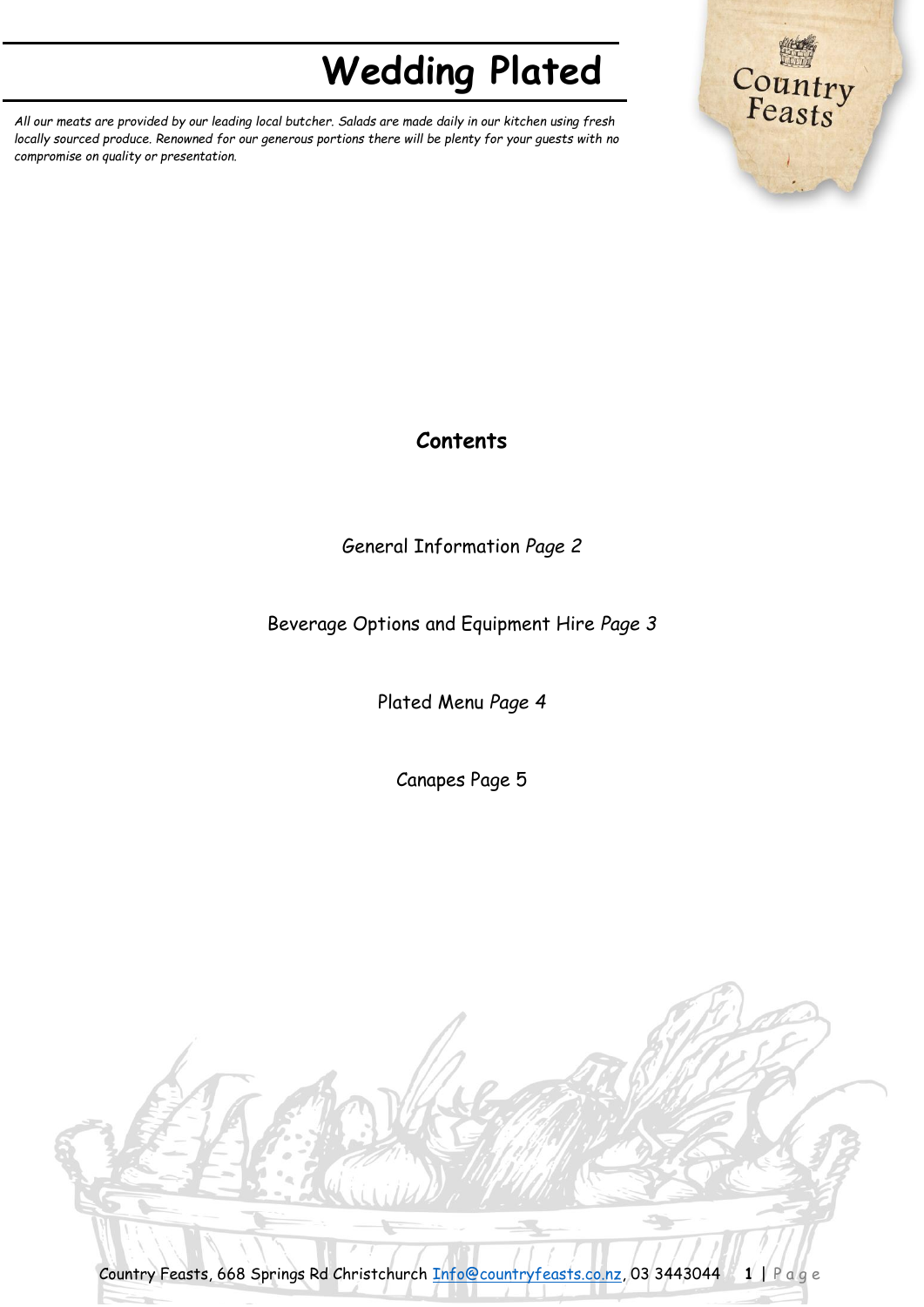# Wedding Plated

*All our meats are provided by our leading local butcher. Salads are made daily in our kitchen using fresh locally sourced produce. Renowned for our generous portions there will be plenty for your guests with no compromise on quality or presentation.*

Country Feasts

## Contents

General Information *Page 2*

Beverage Options and Equipment Hire *Page 3*

Plated Menu *Page 4*

Canapes Page 5

Country Feasts, 668 Springs Rd Christchurch Info@countryfeasts.co.nz, 03 3443044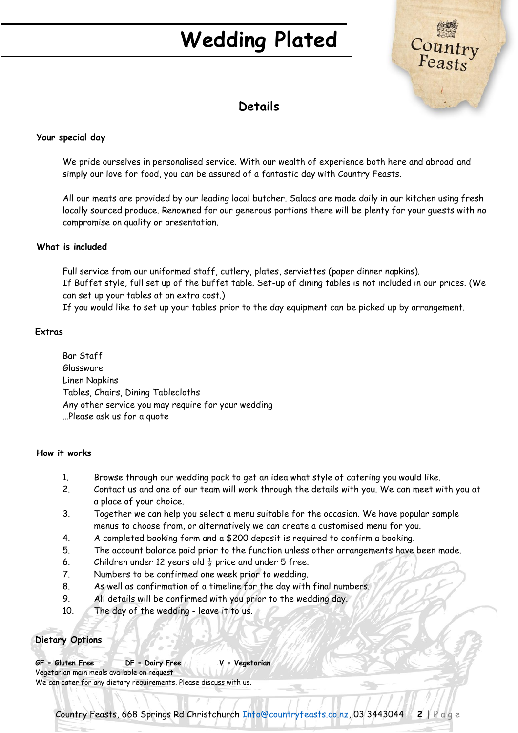# Wedding Plated

## Details

### Your special day

We pride ourselves in personalised service. With our wealth of experience both here and abroad and simply our love for food, you can be assured of a fantastic day with Country Feasts.

All our meats are provided by our leading local butcher. Salads are made daily in our kitchen using fresh locally sourced produce. Renowned for our generous portions there will be plenty for your guests with no compromise on quality or presentation.

### What is included

Full service from our uniformed staff, cutlery, plates, serviettes (paper dinner napkins).
If Buffet style, full set up of the buffet table. Set-up of dining tables is not included in our prices. (We can set up your tables at an extra cost.)
If you would like to set up your tables prior to the day equipment can be picked up by arrangement.

### Extras

Bar Staff
Glassware
Linen Napkins
Tables, Chairs, Dining Tablecloths
Any other service you may require for your wedding
…Please ask us for a quote

### How it works

1. Browse through our wedding pack to get an idea what style of catering you would like.
2. Contact us and one of our team will work through the details with you. We can meet with you at a place of your choice.
3. Together we can help you select a menu suitable for the occasion. We have popular sample menus to choose from, or alternatively we can create a customised menu for you.
4. A completed booking form and a $200 deposit is required to confirm a booking.
5. The account balance paid prior to the function unless other arrangements have been made.
6. Children under 12 years old ½ price and under 5 free.
7. Numbers to be confirmed one week prior to wedding.
8. As well as confirmation of a timeline for the day with final numbers.
9. All details will be confirmed with you prior to the wedding day.
10. The day of the wedding - leave it to us.

### Dietary Options

**GF = Gluten Free** **DF = Dairy Free** **V = Vegetarian**
Vegetarian main meals available on request
We can cater for any dietary requirements. Please discuss with us.

Country Feasts, 668 Springs Rd Christchurch Info@countryfeasts.co.nz, 03 3443044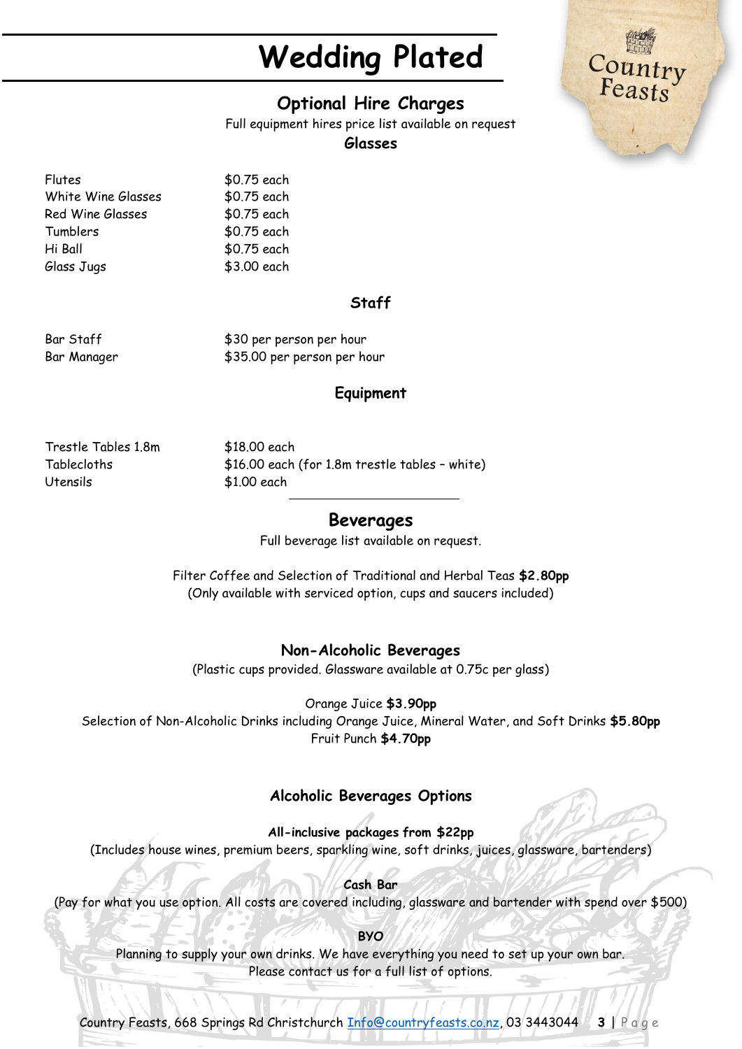# Wedding Plated

## Optional Hire Charges

Full equipment hires price list available on request

### Glasses

| | |
|---|---|
| Flutes | $0.75 each |
| White Wine Glasses | $0.75 each |
| Red Wine Glasses | $0.75 each |
| Tumblers | $0.75 each |
| Hi Ball | $0.75 each |
| Glass Jugs | $3.00 each |

### Staff

| | |
|---|---|
| Bar Staff | $30 per person per hour |
| Bar Manager | $35.00 per person per hour |

### Equipment

| | |
|---|---|
| Trestle Tables 1.8m | $18.00 each |
| Tablecloths | $16.00 each (for 1.8m trestle tables – white) |
| Utensils | $1.00 each |

---

## Beverages

Full beverage list available on request.

Filter Coffee and Selection of Traditional and Herbal Teas **$2.80pp**
(Only available with serviced option, cups and saucers included)

### Non-Alcoholic Beverages

(Plastic cups provided. Glassware available at 0.75c per glass)

Orange Juice **$3.90pp**
Selection of Non-Alcoholic Drinks including Orange Juice, Mineral Water, and Soft Drinks **$5.80pp**
Fruit Punch **$4.70pp**

### Alcoholic Beverages Options

**All-inclusive packages from $22pp**
(Includes house wines, premium beers, sparkling wine, soft drinks, juices, glassware, bartenders)

**Cash Bar**
(Pay for what you use option. All costs are covered including, glassware and bartender with spend over $500)

**BYO**
Planning to supply your own drinks. We have everything you need to set up your own bar.
Please contact us for a full list of options.

Country Feasts, 668 Springs Rd Christchurch Info@countryfeasts.co.nz, 03 3443044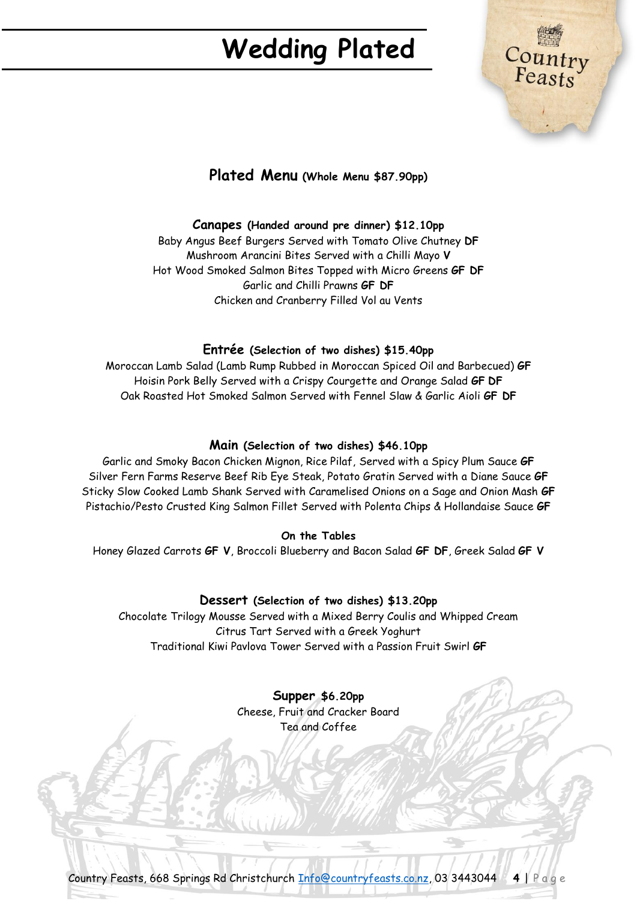# Wedding Plated

## Plated Menu (Whole Menu $87.90pp)

### Canapes (Handed around pre dinner) $12.10pp

Baby Angus Beef Burgers Served with Tomato Olive Chutney **DF**
Mushroom Arancini Bites Served with a Chilli Mayo **V**
Hot Wood Smoked Salmon Bites Topped with Micro Greens **GF DF**
Garlic and Chilli Prawns **GF DF**
Chicken and Cranberry Filled Vol au Vents

### Entrée (Selection of two dishes) $15.40pp

Moroccan Lamb Salad (Lamb Rump Rubbed in Moroccan Spiced Oil and Barbecued) **GF**
Hoisin Pork Belly Served with a Crispy Courgette and Orange Salad **GF DF**
Oak Roasted Hot Smoked Salmon Served with Fennel Slaw & Garlic Aioli **GF DF**

### Main (Selection of two dishes) $46.10pp

Garlic and Smoky Bacon Chicken Mignon, Rice Pilaf, Served with a Spicy Plum Sauce **GF**
Silver Fern Farms Reserve Beef Rib Eye Steak, Potato Gratin Served with a Diane Sauce **GF**
Sticky Slow Cooked Lamb Shank Served with Caramelised Onions on a Sage and Onion Mash **GF**
Pistachio/Pesto Crusted King Salmon Fillet Served with Polenta Chips & Hollandaise Sauce **GF**

**On the Tables**

Honey Glazed Carrots **GF V**, Broccoli Blueberry and Bacon Salad **GF DF**, Greek Salad **GF V**

### Dessert (Selection of two dishes) $13.20pp

Chocolate Trilogy Mousse Served with a Mixed Berry Coulis and Whipped Cream
Citrus Tart Served with a Greek Yoghurt
Traditional Kiwi Pavlova Tower Served with a Passion Fruit Swirl **GF**

### Supper $6.20pp

Cheese, Fruit and Cracker Board
Tea and Coffee

Country Feasts, 668 Springs Rd Christchurch Info@countryfeasts.co.nz, 03 3443044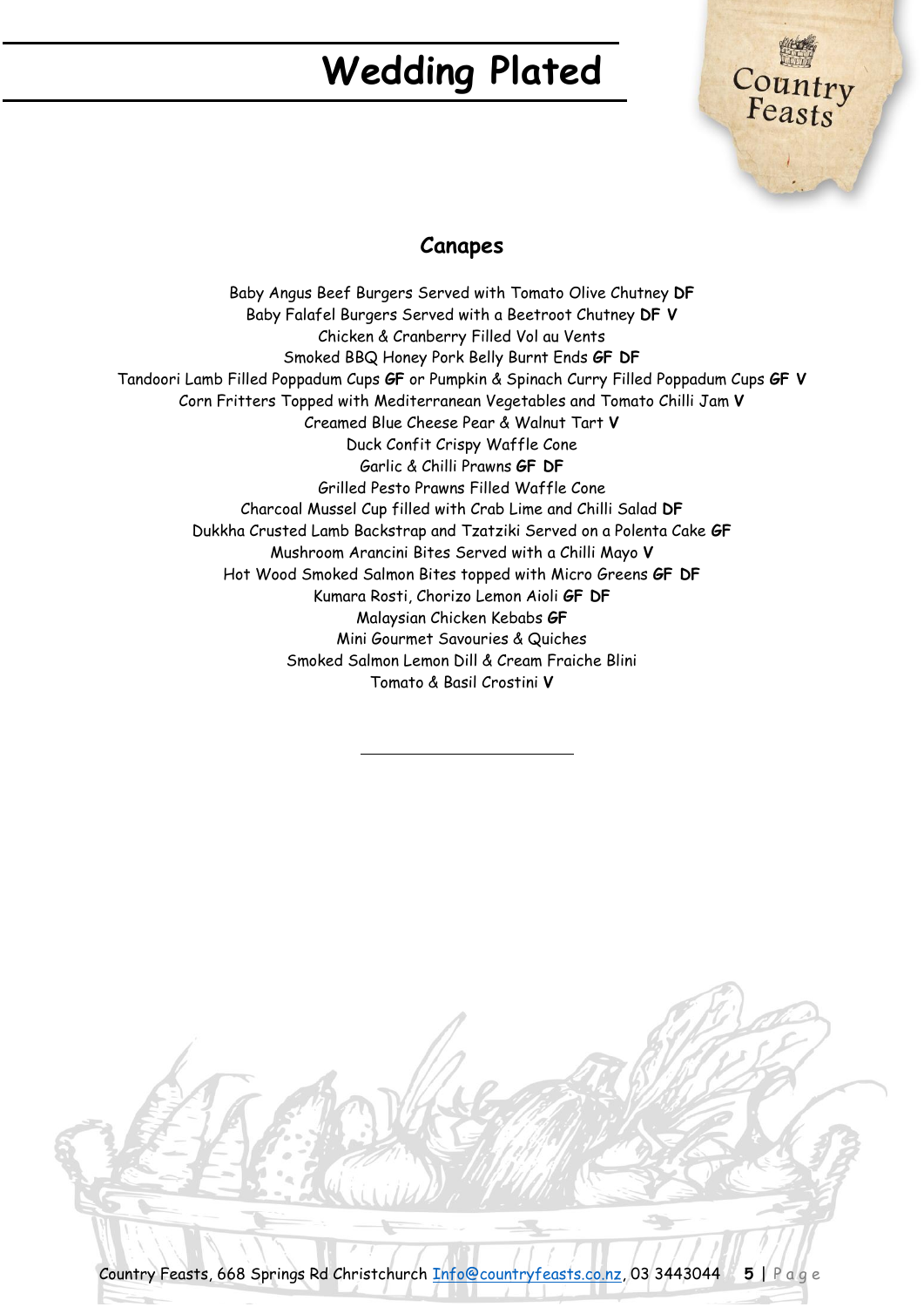# Wedding Plated

## Canapes

Baby Angus Beef Burgers Served with Tomato Olive Chutney **DF**
Baby Falafel Burgers Served with a Beetroot Chutney **DF V**
Chicken & Cranberry Filled Vol au Vents
Smoked BBQ Honey Pork Belly Burnt Ends **GF DF**
Tandoori Lamb Filled Poppadum Cups **GF** or Pumpkin & Spinach Curry Filled Poppadum Cups **GF V**
Corn Fritters Topped with Mediterranean Vegetables and Tomato Chilli Jam **V**
Creamed Blue Cheese Pear & Walnut Tart **V**
Duck Confit Crispy Waffle Cone
Garlic & Chilli Prawns **GF DF**
Grilled Pesto Prawns Filled Waffle Cone
Charcoal Mussel Cup filled with Crab Lime and Chilli Salad **DF**
Dukkha Crusted Lamb Backstrap and Tzatziki Served on a Polenta Cake **GF**
Mushroom Arancini Bites Served with a Chilli Mayo **V**
Hot Wood Smoked Salmon Bites topped with Micro Greens **GF DF**
Kumara Rosti, Chorizo Lemon Aioli **GF DF**
Malaysian Chicken Kebabs **GF**
Mini Gourmet Savouries & Quiches
Smoked Salmon Lemon Dill & Cream Fraiche Blini
Tomato & Basil Crostini **V**

---

Country Feasts, 668 Springs Rd Christchurch Info@countryfeasts.co.nz, 03 3443044